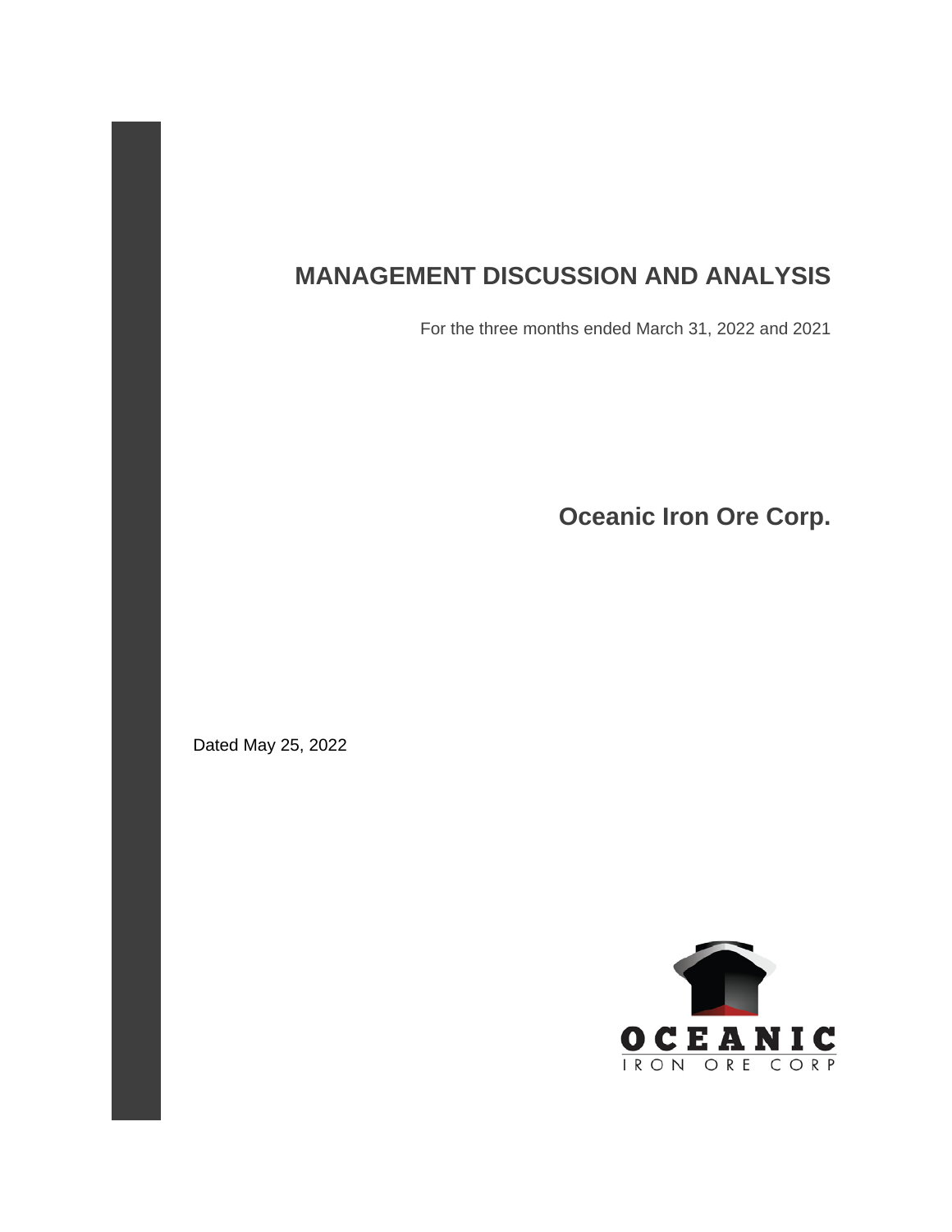# MANAGEMENT DISCUSSION AND ANALYSIS

For the three months ended March 31, 2022 and 2021

## Oceanic Iron Ore Corp.

Dated May 25, 2022

OCEANIC
IRON ORE CORP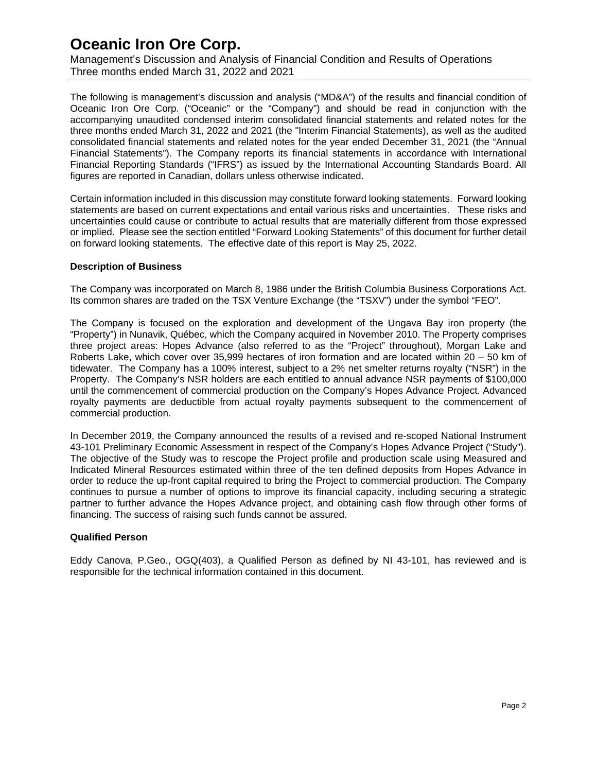# Oceanic Iron Ore Corp.

Management's Discussion and Analysis of Financial Condition and Results of Operations
Three months ended March 31, 2022 and 2021

The following is management's discussion and analysis ("MD&A") of the results and financial condition of Oceanic Iron Ore Corp. ("Oceanic" or the "Company") and should be read in conjunction with the accompanying unaudited condensed interim consolidated financial statements and related notes for the three months ended March 31, 2022 and 2021 (the "Interim Financial Statements), as well as the audited consolidated financial statements and related notes for the year ended December 31, 2021 (the "Annual Financial Statements"). The Company reports its financial statements in accordance with International Financial Reporting Standards ("IFRS") as issued by the International Accounting Standards Board. All figures are reported in Canadian, dollars unless otherwise indicated.

Certain information included in this discussion may constitute forward looking statements. Forward looking statements are based on current expectations and entail various risks and uncertainties. These risks and uncertainties could cause or contribute to actual results that are materially different from those expressed or implied. Please see the section entitled "Forward Looking Statements" of this document for further detail on forward looking statements. The effective date of this report is May 25, 2022.

**Description of Business**

The Company was incorporated on March 8, 1986 under the British Columbia Business Corporations Act. Its common shares are traded on the TSX Venture Exchange (the "TSXV") under the symbol "FEO".

The Company is focused on the exploration and development of the Ungava Bay iron property (the "Property") in Nunavik, Québec, which the Company acquired in November 2010. The Property comprises three project areas: Hopes Advance (also referred to as the "Project" throughout), Morgan Lake and Roberts Lake, which cover over 35,999 hectares of iron formation and are located within 20 – 50 km of tidewater. The Company has a 100% interest, subject to a 2% net smelter returns royalty ("NSR") in the Property. The Company's NSR holders are each entitled to annual advance NSR payments of $100,000 until the commencement of commercial production on the Company's Hopes Advance Project. Advanced royalty payments are deductible from actual royalty payments subsequent to the commencement of commercial production.

In December 2019, the Company announced the results of a revised and re-scoped National Instrument 43-101 Preliminary Economic Assessment in respect of the Company's Hopes Advance Project ("Study"). The objective of the Study was to rescope the Project profile and production scale using Measured and Indicated Mineral Resources estimated within three of the ten defined deposits from Hopes Advance in order to reduce the up-front capital required to bring the Project to commercial production. The Company continues to pursue a number of options to improve its financial capacity, including securing a strategic partner to further advance the Hopes Advance project, and obtaining cash flow through other forms of financing. The success of raising such funds cannot be assured.

**Qualified Person**

Eddy Canova, P.Geo., OGQ(403), a Qualified Person as defined by NI 43-101, has reviewed and is responsible for the technical information contained in this document.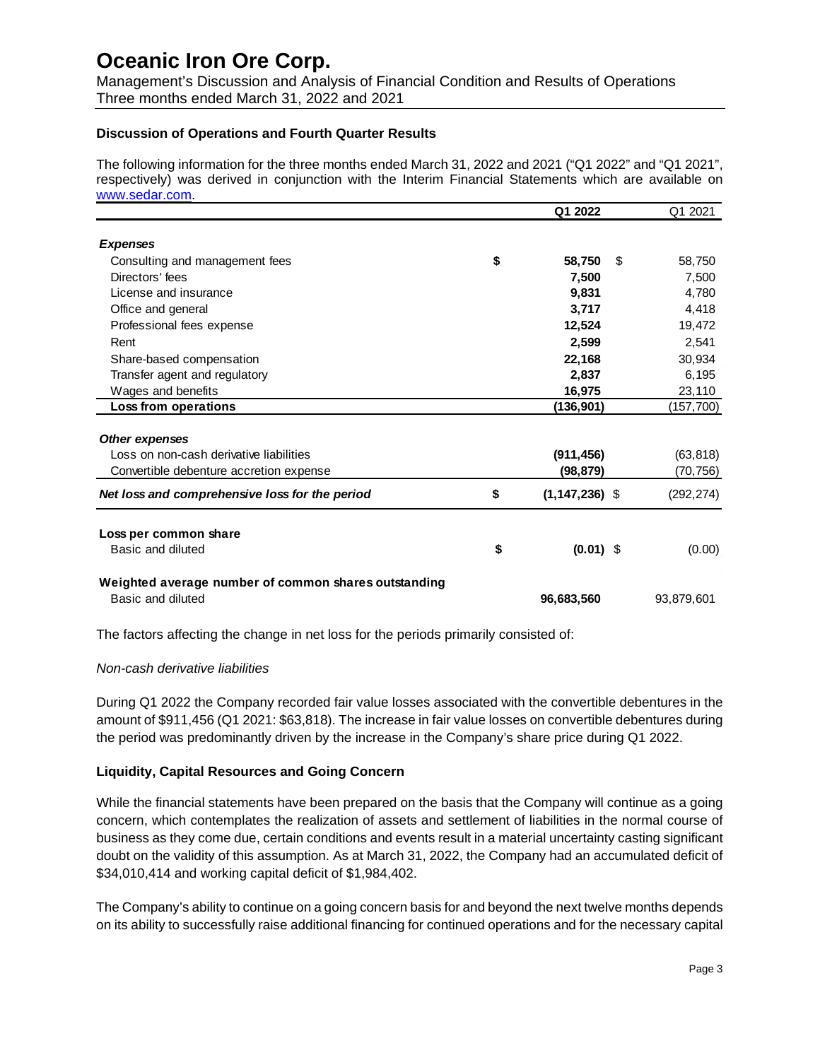### Discussion of Operations and Fourth Quarter Results

The following information for the three months ended March 31, 2022 and 2021 ("Q1 2022" and "Q1 2021", respectively) was derived in conjunction with the Interim Financial Statements which are available on www.sedar.com.

| | | Q1 2022 | | Q1 2021 |
|---|---|---|---|---|
| ***Expenses*** | | | | |
| Consulting and management fees | $ | **58,750** | $ | 58,750 |
| Directors' fees | | **7,500** | | 7,500 |
| License and insurance | | **9,831** | | 4,780 |
| Office and general | | **3,717** | | 4,418 |
| Professional fees expense | | **12,524** | | 19,472 |
| Rent | | **2,599** | | 2,541 |
| Share-based compensation | | **22,168** | | 30,934 |
| Transfer agent and regulatory | | **2,837** | | 6,195 |
| Wages and benefits | | **16,975** | | 23,110 |
| **Loss from operations** | | **(136,901)** | | (157,700) |
| ***Other expenses*** | | | | |
| Loss on non-cash derivative liabilities | | **(911,456)** | | (63,818) |
| Convertible debenture accretion expense | | **(98,879)** | | (70,756) |
| ***Net loss and comprehensive loss for the period*** | $ | **(1,147,236)** | $ | (292,274) |
| **Loss per common share** | | | | |
| Basic and diluted | $ | **(0.01)** | $ | (0.00) |
| **Weighted average number of common shares outstanding** | | | | |
| Basic and diluted | | **96,683,560** | | 93,879,601 |

The factors affecting the change in net loss for the periods primarily consisted of:

*Non-cash derivative liabilities*

During Q1 2022 the Company recorded fair value losses associated with the convertible debentures in the amount of $911,456 (Q1 2021: $63,818). The increase in fair value losses on convertible debentures during the period was predominantly driven by the increase in the Company's share price during Q1 2022.

### Liquidity, Capital Resources and Going Concern

While the financial statements have been prepared on the basis that the Company will continue as a going concern, which contemplates the realization of assets and settlement of liabilities in the normal course of business as they come due, certain conditions and events result in a material uncertainty casting significant doubt on the validity of this assumption. As at March 31, 2022, the Company had an accumulated deficit of $34,010,414 and working capital deficit of $1,984,402.

The Company's ability to continue on a going concern basis for and beyond the next twelve months depends on its ability to successfully raise additional financing for continued operations and for the necessary capital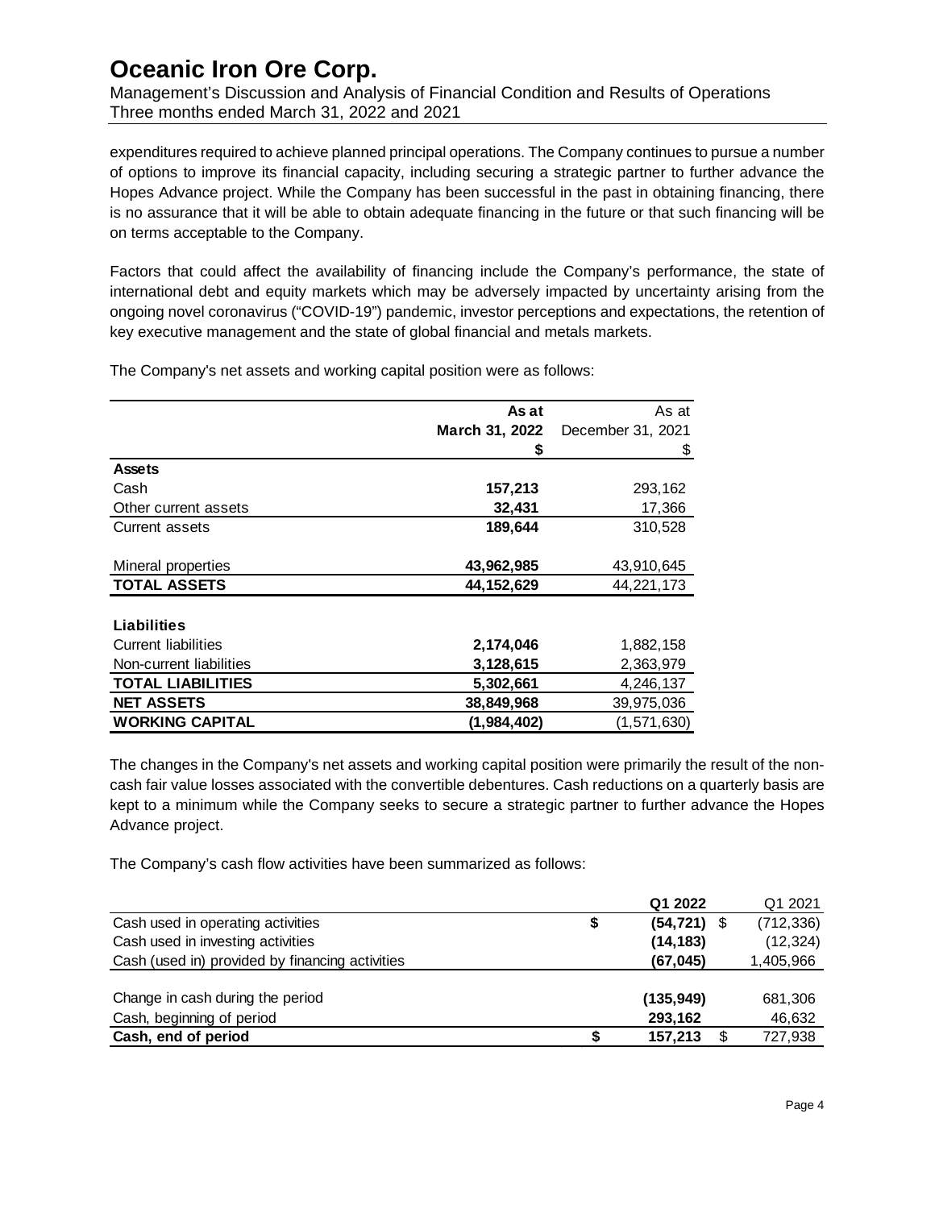expenditures required to achieve planned principal operations. The Company continues to pursue a number of options to improve its financial capacity, including securing a strategic partner to further advance the Hopes Advance project. While the Company has been successful in the past in obtaining financing, there is no assurance that it will be able to obtain adequate financing in the future or that such financing will be on terms acceptable to the Company.

Factors that could affect the availability of financing include the Company's performance, the state of international debt and equity markets which may be adversely impacted by uncertainty arising from the ongoing novel coronavirus ("COVID-19") pandemic, investor perceptions and expectations, the retention of key executive management and the state of global financial and metals markets.

The Company's net assets and working capital position were as follows:

| | **As at March 31, 2022 $** | As at December 31, 2021 $ |
|---|---|---|
| **Assets** | | |
| Cash | **157,213** | 293,162 |
| Other current assets | **32,431** | 17,366 |
| Current assets | **189,644** | 310,528 |
| Mineral properties | **43,962,985** | 43,910,645 |
| **TOTAL ASSETS** | **44,152,629** | 44,221,173 |
| **Liabilities** | | |
| Current liabilities | **2,174,046** | 1,882,158 |
| Non-current liabilities | **3,128,615** | 2,363,979 |
| **TOTAL LIABILITIES** | **5,302,661** | 4,246,137 |
| **NET ASSETS** | **38,849,968** | 39,975,036 |
| **WORKING CAPITAL** | **(1,984,402)** | (1,571,630) |

The changes in the Company's net assets and working capital position were primarily the result of the non-cash fair value losses associated with the convertible debentures. Cash reductions on a quarterly basis are kept to a minimum while the Company seeks to secure a strategic partner to further advance the Hopes Advance project.

The Company's cash flow activities have been summarized as follows:

| | **Q1 2022** | Q1 2021 |
|---|---|---|
| Cash used in operating activities | **$ (54,721)** | $ (712,336) |
| Cash used in investing activities | **(14,183)** | (12,324) |
| Cash (used in) provided by financing activities | **(67,045)** | 1,405,966 |
| Change in cash during the period | **(135,949)** | 681,306 |
| Cash, beginning of period | **293,162** | 46,632 |
| **Cash, end of period** | **$ 157,213** | $ 727,938 |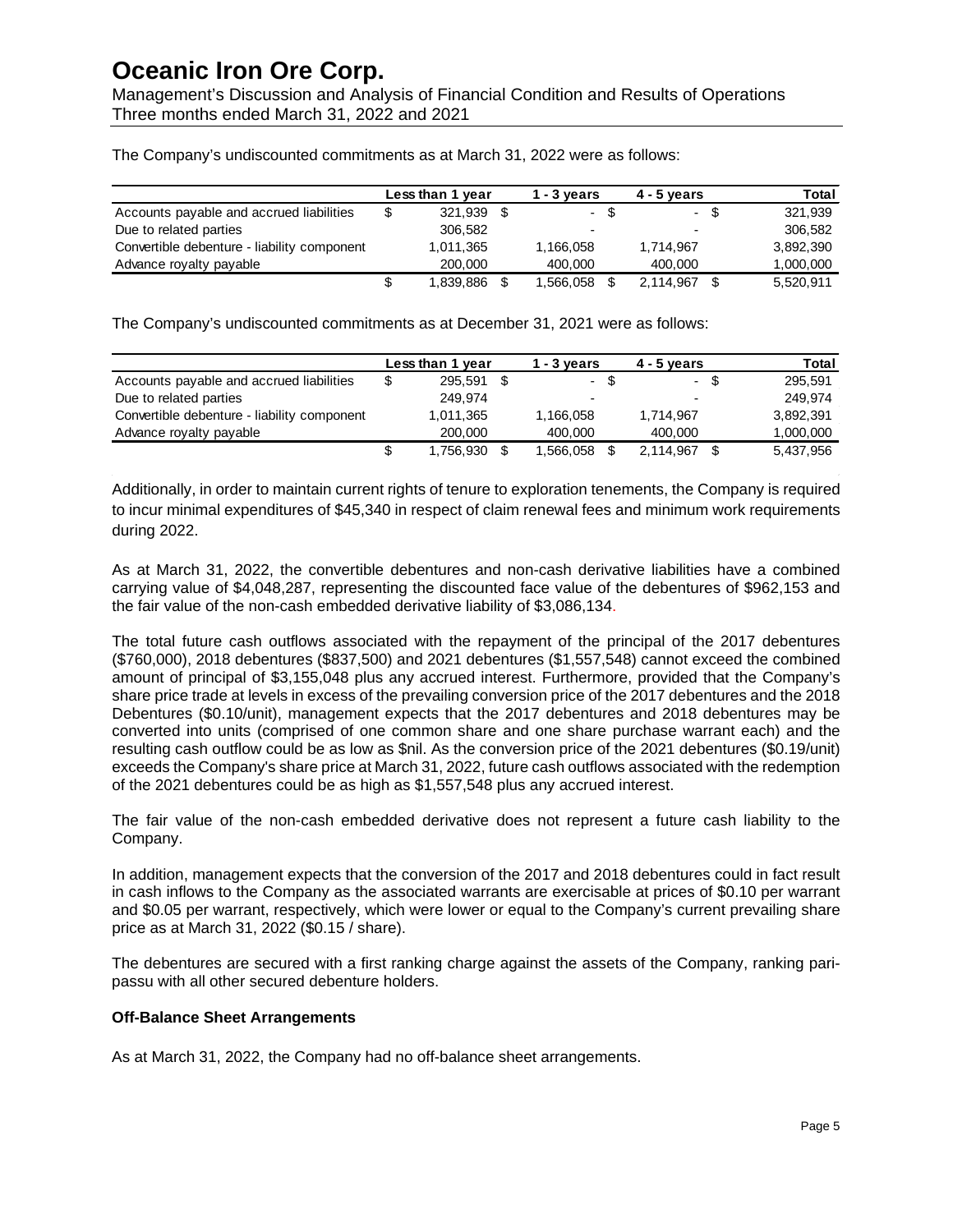The Company's undiscounted commitments as at March 31, 2022 were as follows:

| | Less than 1 year | 1 - 3 years | 4 - 5 years | Total |
|---|---|---|---|---|
| Accounts payable and accrued liabilities | $ 321,939 | $ - | $ - | $ 321,939 |
| Due to related parties | 306,582 | - | - | 306,582 |
| Convertible debenture - liability component | 1,011,365 | 1,166,058 | 1,714,967 | 3,892,390 |
| Advance royalty payable | 200,000 | 400,000 | 400,000 | 1,000,000 |
| | $ 1,839,886 | $ 1,566,058 | $ 2,114,967 | $ 5,520,911 |

The Company's undiscounted commitments as at December 31, 2021 were as follows:

| | Less than 1 year | 1 - 3 years | 4 - 5 years | Total |
|---|---|---|---|---|
| Accounts payable and accrued liabilities | $ 295,591 | $ - | $ - | $ 295,591 |
| Due to related parties | 249,974 | - | - | 249,974 |
| Convertible debenture - liability component | 1,011,365 | 1,166,058 | 1,714,967 | 3,892,391 |
| Advance royalty payable | 200,000 | 400,000 | 400,000 | 1,000,000 |
| | $ 1,756,930 | $ 1,566,058 | $ 2,114,967 | $ 5,437,956 |

Additionally, in order to maintain current rights of tenure to exploration tenements, the Company is required to incur minimal expenditures of $45,340 in respect of claim renewal fees and minimum work requirements during 2022.

As at March 31, 2022, the convertible debentures and non-cash derivative liabilities have a combined carrying value of $4,048,287, representing the discounted face value of the debentures of $962,153 and the fair value of the non-cash embedded derivative liability of $3,086,134.

The total future cash outflows associated with the repayment of the principal of the 2017 debentures ($760,000), 2018 debentures ($837,500) and 2021 debentures ($1,557,548) cannot exceed the combined amount of principal of $3,155,048 plus any accrued interest. Furthermore, provided that the Company's share price trade at levels in excess of the prevailing conversion price of the 2017 debentures and the 2018 Debentures ($0.10/unit), management expects that the 2017 debentures and 2018 debentures may be converted into units (comprised of one common share and one share purchase warrant each) and the resulting cash outflow could be as low as $nil. As the conversion price of the 2021 debentures ($0.19/unit) exceeds the Company's share price at March 31, 2022, future cash outflows associated with the redemption of the 2021 debentures could be as high as $1,557,548 plus any accrued interest.

The fair value of the non-cash embedded derivative does not represent a future cash liability to the Company.

In addition, management expects that the conversion of the 2017 and 2018 debentures could in fact result in cash inflows to the Company as the associated warrants are exercisable at prices of $0.10 per warrant and $0.05 per warrant, respectively, which were lower or equal to the Company's current prevailing share price as at March 31, 2022 ($0.15 / share).

The debentures are secured with a first ranking charge against the assets of the Company, ranking pari-passu with all other secured debenture holders.

**Off-Balance Sheet Arrangements**

As at March 31, 2022, the Company had no off-balance sheet arrangements.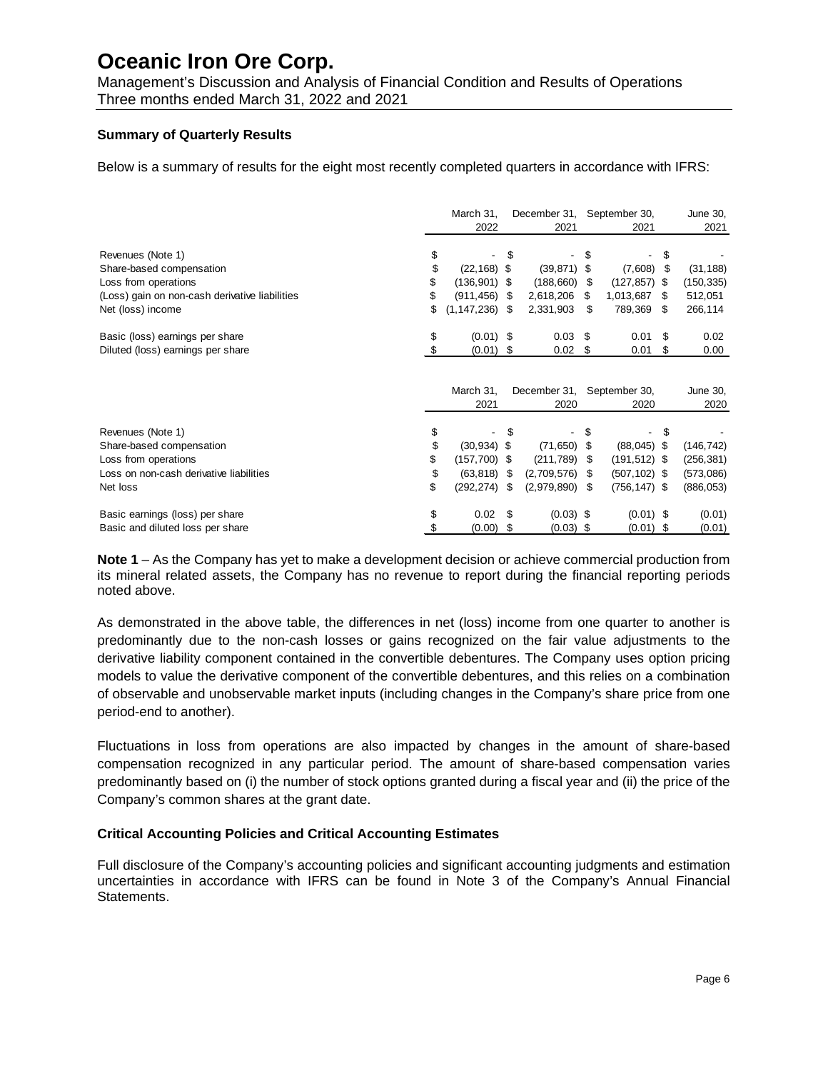## Summary of Quarterly Results

Below is a summary of results for the eight most recently completed quarters in accordance with IFRS:

| | March 31, 2022 | December 31, 2021 | September 30, 2021 | June 30, 2021 |
|---|---|---|---|---|
| Revenues (Note 1) | $ - | $ - | $ - | $ - |
| Share-based compensation | $ (22,168) | $ (39,871) | $ (7,608) | $ (31,188) |
| Loss from operations | $ (136,901) | $ (188,660) | $ (127,857) | $ (150,335) |
| (Loss) gain on non-cash derivative liabilities | $ (911,456) | $ 2,618,206 | $ 1,013,687 | $ 512,051 |
| Net (loss) income | $ (1,147,236) | $ 2,331,903 | $ 789,369 | $ 266,114 |
| Basic (loss) earnings per share | $ (0.01) | $ 0.03 | $ 0.01 | $ 0.02 |
| Diluted (loss) earnings per share | $ (0.01) | $ 0.02 | $ 0.01 | $ 0.00 |

| | March 31, 2021 | December 31, 2020 | September 30, 2020 | June 30, 2020 |
|---|---|---|---|---|
| Revenues (Note 1) | $ - | $ - | $ - | $ - |
| Share-based compensation | $ (30,934) | $ (71,650) | $ (88,045) | $ (146,742) |
| Loss from operations | $ (157,700) | $ (211,789) | $ (191,512) | $ (256,381) |
| Loss on non-cash derivative liabilities | $ (63,818) | $ (2,709,576) | $ (507,102) | $ (573,086) |
| Net loss | $ (292,274) | $ (2,979,890) | $ (756,147) | $ (886,053) |
| Basic earnings (loss) per share | $ 0.02 | $ (0.03) | $ (0.01) | $ (0.01) |
| Basic and diluted loss per share | $ (0.00) | $ (0.03) | $ (0.01) | $ (0.01) |

**Note 1** – As the Company has yet to make a development decision or achieve commercial production from its mineral related assets, the Company has no revenue to report during the financial reporting periods noted above.

As demonstrated in the above table, the differences in net (loss) income from one quarter to another is predominantly due to the non-cash losses or gains recognized on the fair value adjustments to the derivative liability component contained in the convertible debentures. The Company uses option pricing models to value the derivative component of the convertible debentures, and this relies on a combination of observable and unobservable market inputs (including changes in the Company's share price from one period-end to another).

Fluctuations in loss from operations are also impacted by changes in the amount of share-based compensation recognized in any particular period. The amount of share-based compensation varies predominantly based on (i) the number of stock options granted during a fiscal year and (ii) the price of the Company's common shares at the grant date.

## Critical Accounting Policies and Critical Accounting Estimates

Full disclosure of the Company's accounting policies and significant accounting judgments and estimation uncertainties in accordance with IFRS can be found in Note 3 of the Company's Annual Financial Statements.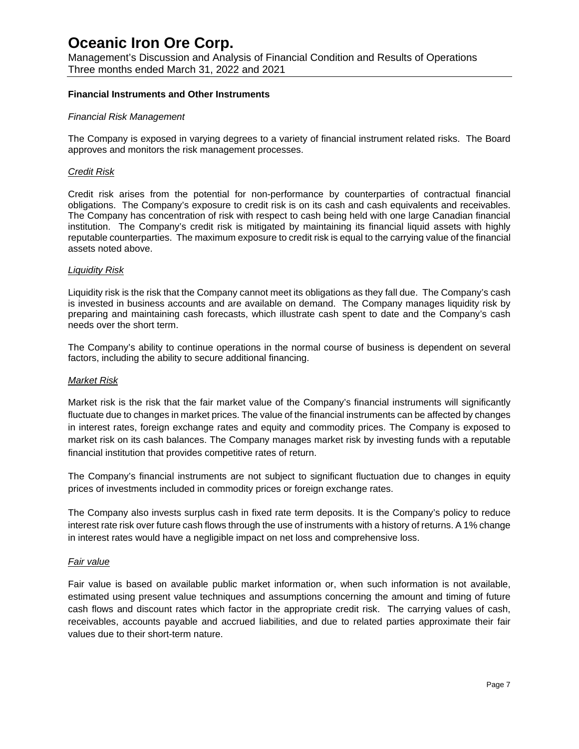### Financial Instruments and Other Instruments

*Financial Risk Management*

The Company is exposed in varying degrees to a variety of financial instrument related risks. The Board approves and monitors the risk management processes.

*Credit Risk*

Credit risk arises from the potential for non-performance by counterparties of contractual financial obligations. The Company's exposure to credit risk is on its cash and cash equivalents and receivables. The Company has concentration of risk with respect to cash being held with one large Canadian financial institution. The Company's credit risk is mitigated by maintaining its financial liquid assets with highly reputable counterparties. The maximum exposure to credit risk is equal to the carrying value of the financial assets noted above.

*Liquidity Risk*

Liquidity risk is the risk that the Company cannot meet its obligations as they fall due. The Company's cash is invested in business accounts and are available on demand. The Company manages liquidity risk by preparing and maintaining cash forecasts, which illustrate cash spent to date and the Company's cash needs over the short term.

The Company's ability to continue operations in the normal course of business is dependent on several factors, including the ability to secure additional financing.

*Market Risk*

Market risk is the risk that the fair market value of the Company's financial instruments will significantly fluctuate due to changes in market prices. The value of the financial instruments can be affected by changes in interest rates, foreign exchange rates and equity and commodity prices. The Company is exposed to market risk on its cash balances. The Company manages market risk by investing funds with a reputable financial institution that provides competitive rates of return.

The Company's financial instruments are not subject to significant fluctuation due to changes in equity prices of investments included in commodity prices or foreign exchange rates.

The Company also invests surplus cash in fixed rate term deposits. It is the Company's policy to reduce interest rate risk over future cash flows through the use of instruments with a history of returns. A 1% change in interest rates would have a negligible impact on net loss and comprehensive loss.

*Fair value*

Fair value is based on available public market information or, when such information is not available, estimated using present value techniques and assumptions concerning the amount and timing of future cash flows and discount rates which factor in the appropriate credit risk. The carrying values of cash, receivables, accounts payable and accrued liabilities, and due to related parties approximate their fair values due to their short-term nature.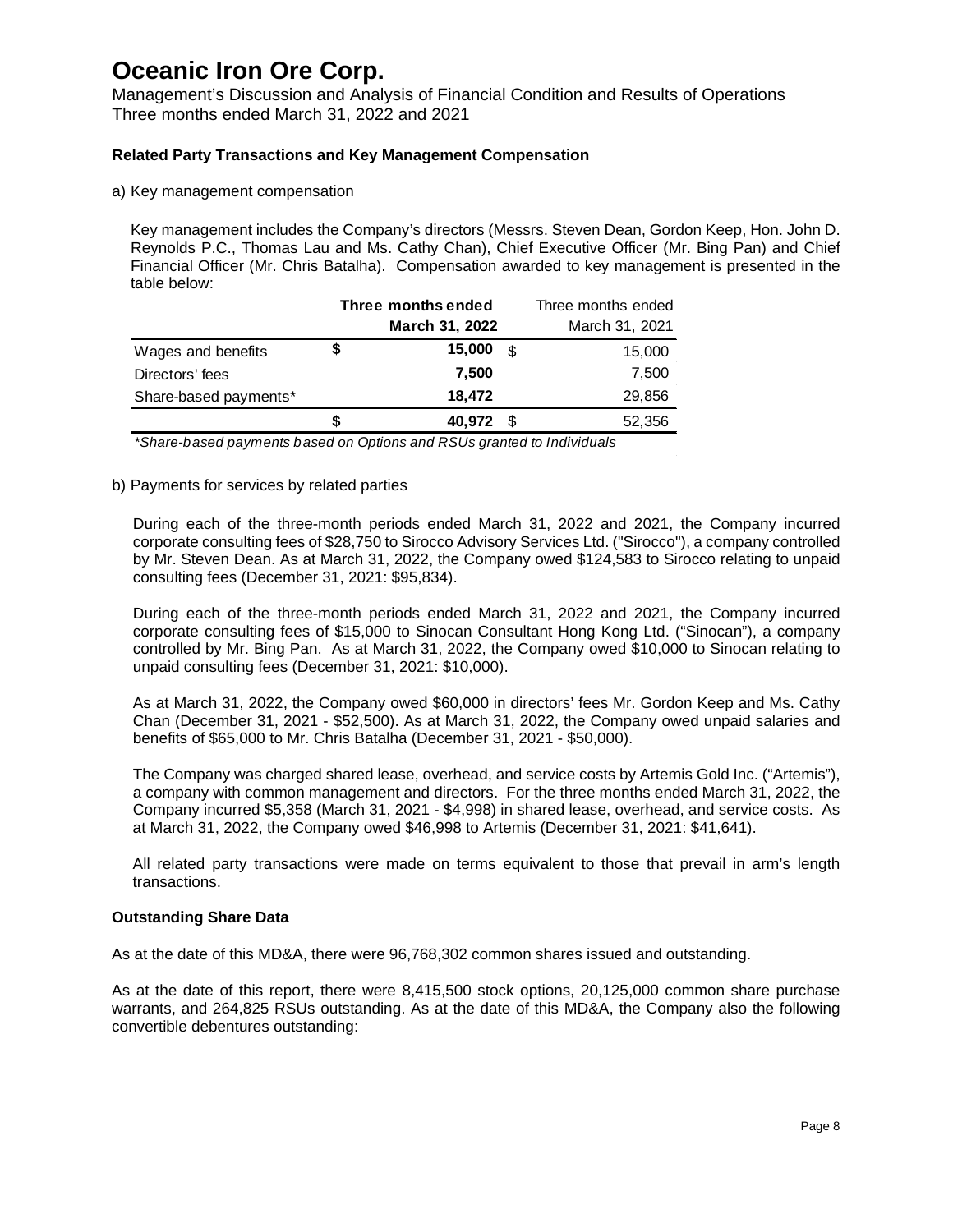# Oceanic Iron Ore Corp.

Management's Discussion and Analysis of Financial Condition and Results of Operations
Three months ended March 31, 2022 and 2021

### Related Party Transactions and Key Management Compensation

a) Key management compensation

Key management includes the Company's directors (Messrs. Steven Dean, Gordon Keep, Hon. John D. Reynolds P.C., Thomas Lau and Ms. Cathy Chan), Chief Executive Officer (Mr. Bing Pan) and Chief Financial Officer (Mr. Chris Batalha). Compensation awarded to key management is presented in the table below:

| | **Three months ended March 31, 2022** | Three months ended March 31, 2021 |
|---|---|---|
| Wages and benefits | **$ 15,000** | $ 15,000 |
| Directors' fees | **7,500** | 7,500 |
| Share-based payments* | **18,472** | 29,856 |
| | **$ 40,972** | $ 52,356 |

*\*Share-based payments based on Options and RSUs granted to Individuals*

b) Payments for services by related parties

During each of the three-month periods ended March 31, 2022 and 2021, the Company incurred corporate consulting fees of $28,750 to Sirocco Advisory Services Ltd. ("Sirocco"), a company controlled by Mr. Steven Dean. As at March 31, 2022, the Company owed $124,583 to Sirocco relating to unpaid consulting fees (December 31, 2021: $95,834).

During each of the three-month periods ended March 31, 2022 and 2021, the Company incurred corporate consulting fees of $15,000 to Sinocan Consultant Hong Kong Ltd. ("Sinocan"), a company controlled by Mr. Bing Pan. As at March 31, 2022, the Company owed $10,000 to Sinocan relating to unpaid consulting fees (December 31, 2021: $10,000).

As at March 31, 2022, the Company owed $60,000 in directors' fees Mr. Gordon Keep and Ms. Cathy Chan (December 31, 2021 - $52,500). As at March 31, 2022, the Company owed unpaid salaries and benefits of $65,000 to Mr. Chris Batalha (December 31, 2021 - $50,000).

The Company was charged shared lease, overhead, and service costs by Artemis Gold Inc. ("Artemis"), a company with common management and directors. For the three months ended March 31, 2022, the Company incurred $5,358 (March 31, 2021 - $4,998) in shared lease, overhead, and service costs. As at March 31, 2022, the Company owed $46,998 to Artemis (December 31, 2021: $41,641).

All related party transactions were made on terms equivalent to those that prevail in arm's length transactions.

### Outstanding Share Data

As at the date of this MD&A, there were 96,768,302 common shares issued and outstanding.

As at the date of this report, there were 8,415,500 stock options, 20,125,000 common share purchase warrants, and 264,825 RSUs outstanding. As at the date of this MD&A, the Company also the following convertible debentures outstanding: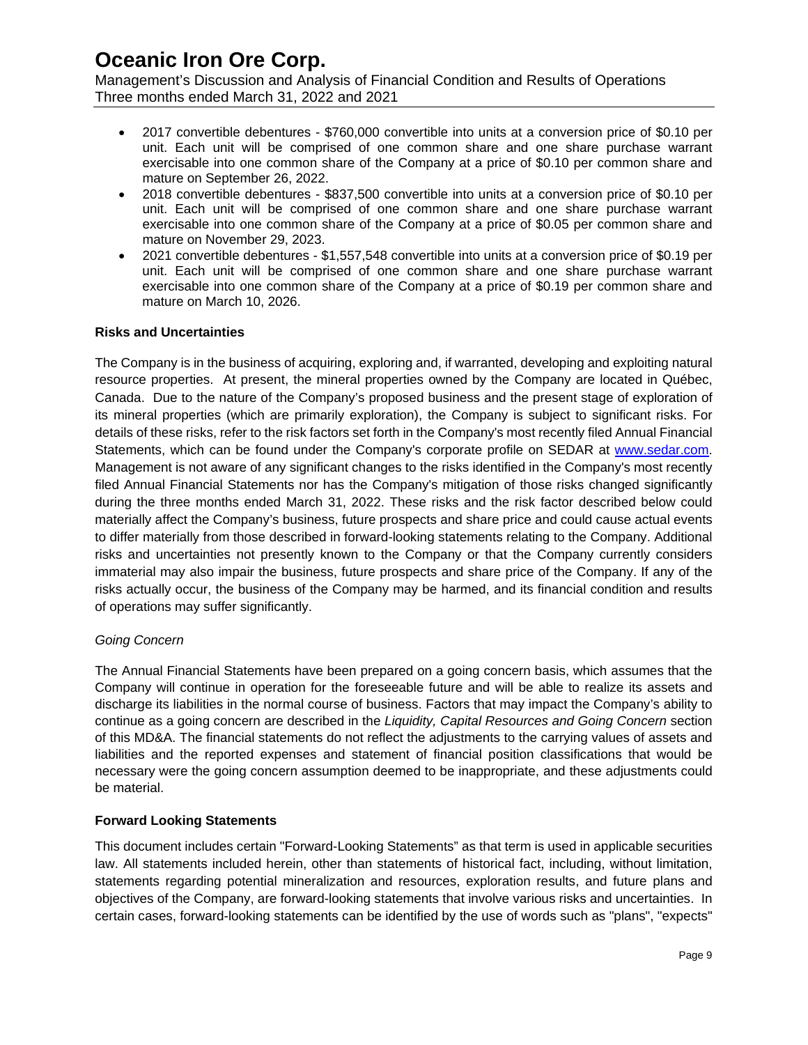- 2017 convertible debentures - $760,000 convertible into units at a conversion price of $0.10 per unit. Each unit will be comprised of one common share and one share purchase warrant exercisable into one common share of the Company at a price of $0.10 per common share and mature on September 26, 2022.
- 2018 convertible debentures - $837,500 convertible into units at a conversion price of $0.10 per unit. Each unit will be comprised of one common share and one share purchase warrant exercisable into one common share of the Company at a price of $0.05 per common share and mature on November 29, 2023.
- 2021 convertible debentures - $1,557,548 convertible into units at a conversion price of $0.19 per unit. Each unit will be comprised of one common share and one share purchase warrant exercisable into one common share of the Company at a price of $0.19 per common share and mature on March 10, 2026.

**Risks and Uncertainties**

The Company is in the business of acquiring, exploring and, if warranted, developing and exploiting natural resource properties. At present, the mineral properties owned by the Company are located in Québec, Canada. Due to the nature of the Company's proposed business and the present stage of exploration of its mineral properties (which are primarily exploration), the Company is subject to significant risks. For details of these risks, refer to the risk factors set forth in the Company's most recently filed Annual Financial Statements, which can be found under the Company's corporate profile on SEDAR at www.sedar.com. Management is not aware of any significant changes to the risks identified in the Company's most recently filed Annual Financial Statements nor has the Company's mitigation of those risks changed significantly during the three months ended March 31, 2022. These risks and the risk factor described below could materially affect the Company's business, future prospects and share price and could cause actual events to differ materially from those described in forward-looking statements relating to the Company. Additional risks and uncertainties not presently known to the Company or that the Company currently considers immaterial may also impair the business, future prospects and share price of the Company. If any of the risks actually occur, the business of the Company may be harmed, and its financial condition and results of operations may suffer significantly.

*Going Concern*

The Annual Financial Statements have been prepared on a going concern basis, which assumes that the Company will continue in operation for the foreseeable future and will be able to realize its assets and discharge its liabilities in the normal course of business. Factors that may impact the Company's ability to continue as a going concern are described in the *Liquidity, Capital Resources and Going Concern* section of this MD&A. The financial statements do not reflect the adjustments to the carrying values of assets and liabilities and the reported expenses and statement of financial position classifications that would be necessary were the going concern assumption deemed to be inappropriate, and these adjustments could be material.

**Forward Looking Statements**

This document includes certain "Forward-Looking Statements" as that term is used in applicable securities law. All statements included herein, other than statements of historical fact, including, without limitation, statements regarding potential mineralization and resources, exploration results, and future plans and objectives of the Company, are forward-looking statements that involve various risks and uncertainties. In certain cases, forward-looking statements can be identified by the use of words such as "plans", "expects"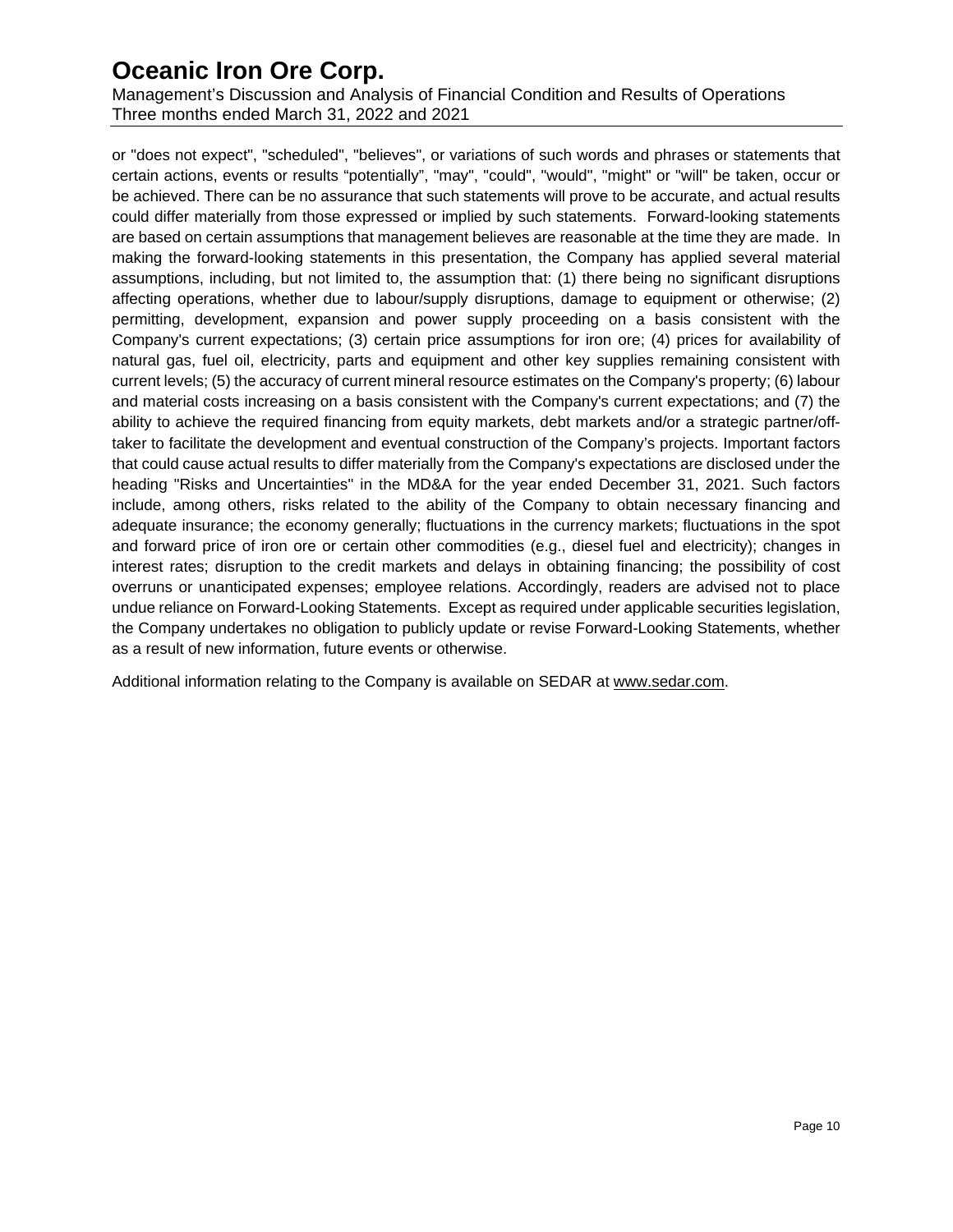or "does not expect", "scheduled", "believes", or variations of such words and phrases or statements that certain actions, events or results “potentially”, "may", "could", "would", "might" or "will" be taken, occur or be achieved. There can be no assurance that such statements will prove to be accurate, and actual results could differ materially from those expressed or implied by such statements. Forward-looking statements are based on certain assumptions that management believes are reasonable at the time they are made. In making the forward-looking statements in this presentation, the Company has applied several material assumptions, including, but not limited to, the assumption that: (1) there being no significant disruptions affecting operations, whether due to labour/supply disruptions, damage to equipment or otherwise; (2) permitting, development, expansion and power supply proceeding on a basis consistent with the Company's current expectations; (3) certain price assumptions for iron ore; (4) prices for availability of natural gas, fuel oil, electricity, parts and equipment and other key supplies remaining consistent with current levels; (5) the accuracy of current mineral resource estimates on the Company's property; (6) labour and material costs increasing on a basis consistent with the Company's current expectations; and (7) the ability to achieve the required financing from equity markets, debt markets and/or a strategic partner/off-taker to facilitate the development and eventual construction of the Company’s projects. Important factors that could cause actual results to differ materially from the Company's expectations are disclosed under the heading "Risks and Uncertainties" in the MD&A for the year ended December 31, 2021. Such factors include, among others, risks related to the ability of the Company to obtain necessary financing and adequate insurance; the economy generally; fluctuations in the currency markets; fluctuations in the spot and forward price of iron ore or certain other commodities (e.g., diesel fuel and electricity); changes in interest rates; disruption to the credit markets and delays in obtaining financing; the possibility of cost overruns or unanticipated expenses; employee relations. Accordingly, readers are advised not to place undue reliance on Forward-Looking Statements. Except as required under applicable securities legislation, the Company undertakes no obligation to publicly update or revise Forward-Looking Statements, whether as a result of new information, future events or otherwise.

Additional information relating to the Company is available on SEDAR at www.sedar.com.